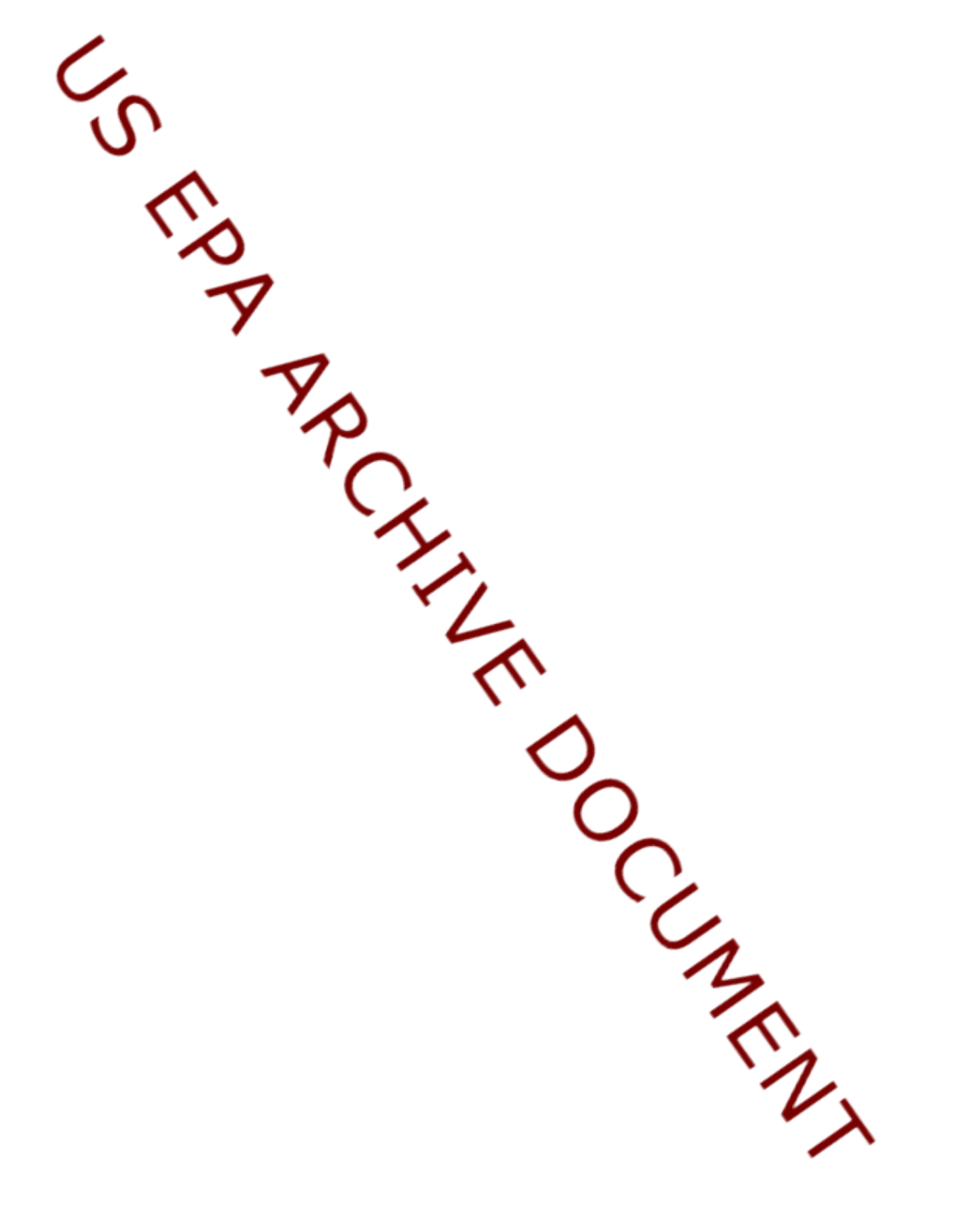US EPA ARCHIVE DOCUMENT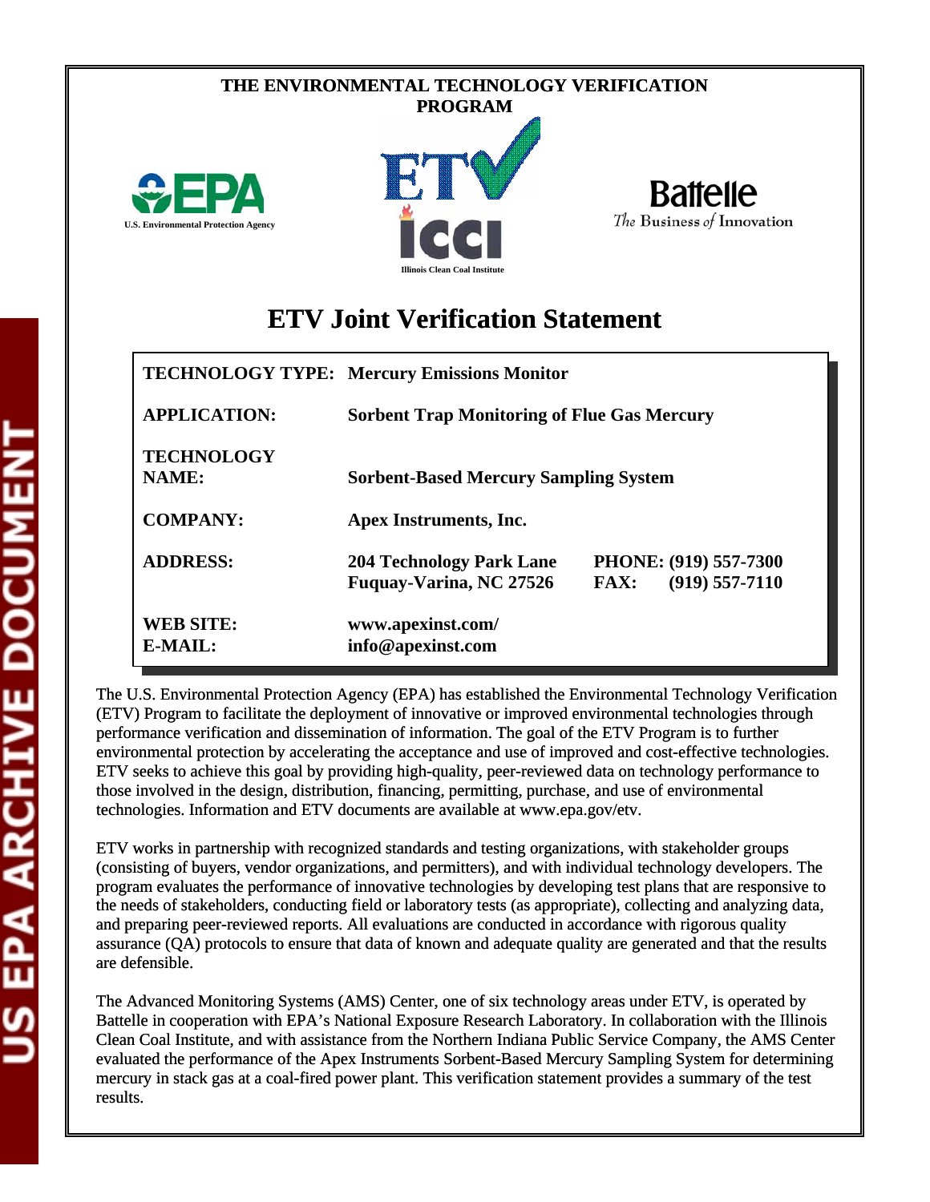**THE ENVIRONMENTAL TECHNOLOGY VERIFICATION PROGRAM**

U.S. Environmental Protection Agency

Illinois Clean Coal Institute

Battelle
The Business of Innovation

# ETV Joint Verification Statement

| | | |
|---|---|---|
| **TECHNOLOGY TYPE:** | **Mercury Emissions Monitor** | |
| **APPLICATION:** | **Sorbent Trap Monitoring of Flue Gas Mercury** | |
| **TECHNOLOGY NAME:** | **Sorbent-Based Mercury Sampling System** | |
| **COMPANY:** | **Apex Instruments, Inc.** | |
| **ADDRESS:** | **204 Technology Park Lane Fuquay-Varina, NC 27526** | **PHONE: (919) 557-7300 FAX: (919) 557-7110** |
| **WEB SITE: E-MAIL:** | **www.apexinst.com/ info@apexinst.com** | |

The U.S. Environmental Protection Agency (EPA) has established the Environmental Technology Verification (ETV) Program to facilitate the deployment of innovative or improved environmental technologies through performance verification and dissemination of information. The goal of the ETV Program is to further environmental protection by accelerating the acceptance and use of improved and cost-effective technologies. ETV seeks to achieve this goal by providing high-quality, peer-reviewed data on technology performance to those involved in the design, distribution, financing, permitting, purchase, and use of environmental technologies. Information and ETV documents are available at www.epa.gov/etv.

ETV works in partnership with recognized standards and testing organizations, with stakeholder groups (consisting of buyers, vendor organizations, and permitters), and with individual technology developers. The program evaluates the performance of innovative technologies by developing test plans that are responsive to the needs of stakeholders, conducting field or laboratory tests (as appropriate), collecting and analyzing data, and preparing peer-reviewed reports. All evaluations are conducted in accordance with rigorous quality assurance (QA) protocols to ensure that data of known and adequate quality are generated and that the results are defensible.

The Advanced Monitoring Systems (AMS) Center, one of six technology areas under ETV, is operated by Battelle in cooperation with EPA's National Exposure Research Laboratory. In collaboration with the Illinois Clean Coal Institute, and with assistance from the Northern Indiana Public Service Company, the AMS Center evaluated the performance of the Apex Instruments Sorbent-Based Mercury Sampling System for determining mercury in stack gas at a coal-fired power plant. This verification statement provides a summary of the test results.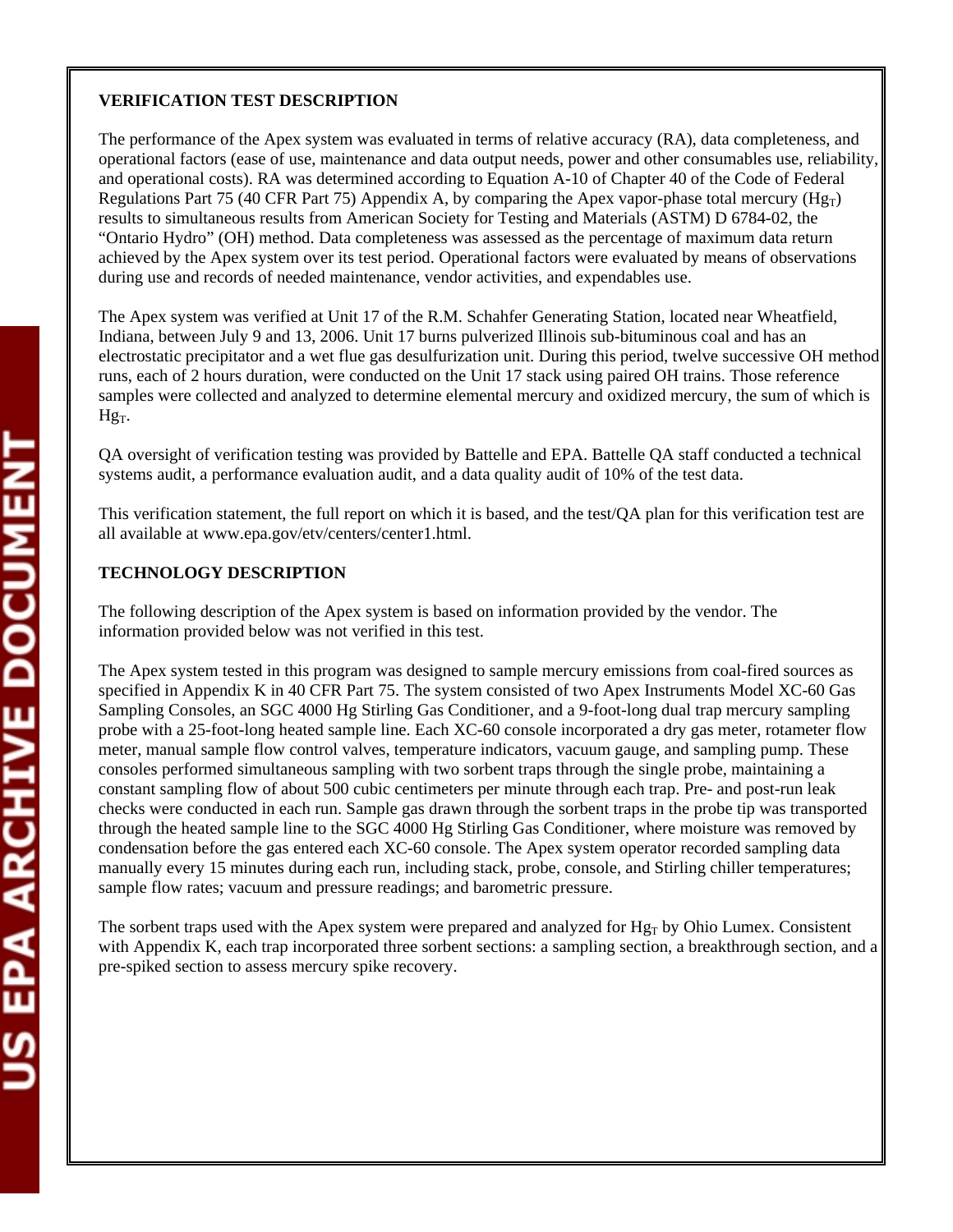**VERIFICATION TEST DESCRIPTION**

The performance of the Apex system was evaluated in terms of relative accuracy (RA), data completeness, and operational factors (ease of use, maintenance and data output needs, power and other consumables use, reliability, and operational costs). RA was determined according to Equation A-10 of Chapter 40 of the Code of Federal Regulations Part 75 (40 CFR Part 75) Appendix A, by comparing the Apex vapor-phase total mercury ($Hg_T$) results to simultaneous results from American Society for Testing and Materials (ASTM) D 6784-02, the "Ontario Hydro" (OH) method. Data completeness was assessed as the percentage of maximum data return achieved by the Apex system over its test period. Operational factors were evaluated by means of observations during use and records of needed maintenance, vendor activities, and expendables use.

The Apex system was verified at Unit 17 of the R.M. Schahfer Generating Station, located near Wheatfield, Indiana, between July 9 and 13, 2006. Unit 17 burns pulverized Illinois sub-bituminous coal and has an electrostatic precipitator and a wet flue gas desulfurization unit. During this period, twelve successive OH method runs, each of 2 hours duration, were conducted on the Unit 17 stack using paired OH trains. Those reference samples were collected and analyzed to determine elemental mercury and oxidized mercury, the sum of which is $Hg_T$.

QA oversight of verification testing was provided by Battelle and EPA. Battelle QA staff conducted a technical systems audit, a performance evaluation audit, and a data quality audit of 10% of the test data.

This verification statement, the full report on which it is based, and the test/QA plan for this verification test are all available at www.epa.gov/etv/centers/center1.html.

**TECHNOLOGY DESCRIPTION**

The following description of the Apex system is based on information provided by the vendor. The information provided below was not verified in this test.

The Apex system tested in this program was designed to sample mercury emissions from coal-fired sources as specified in Appendix K in 40 CFR Part 75. The system consisted of two Apex Instruments Model XC-60 Gas Sampling Consoles, an SGC 4000 Hg Stirling Gas Conditioner, and a 9-foot-long dual trap mercury sampling probe with a 25-foot-long heated sample line. Each XC-60 console incorporated a dry gas meter, rotameter flow meter, manual sample flow control valves, temperature indicators, vacuum gauge, and sampling pump. These consoles performed simultaneous sampling with two sorbent traps through the single probe, maintaining a constant sampling flow of about 500 cubic centimeters per minute through each trap. Pre- and post-run leak checks were conducted in each run. Sample gas drawn through the sorbent traps in the probe tip was transported through the heated sample line to the SGC 4000 Hg Stirling Gas Conditioner, where moisture was removed by condensation before the gas entered each XC-60 console. The Apex system operator recorded sampling data manually every 15 minutes during each run, including stack, probe, console, and Stirling chiller temperatures; sample flow rates; vacuum and pressure readings; and barometric pressure.

The sorbent traps used with the Apex system were prepared and analyzed for $Hg_T$ by Ohio Lumex. Consistent with Appendix K, each trap incorporated three sorbent sections: a sampling section, a breakthrough section, and a pre-spiked section to assess mercury spike recovery.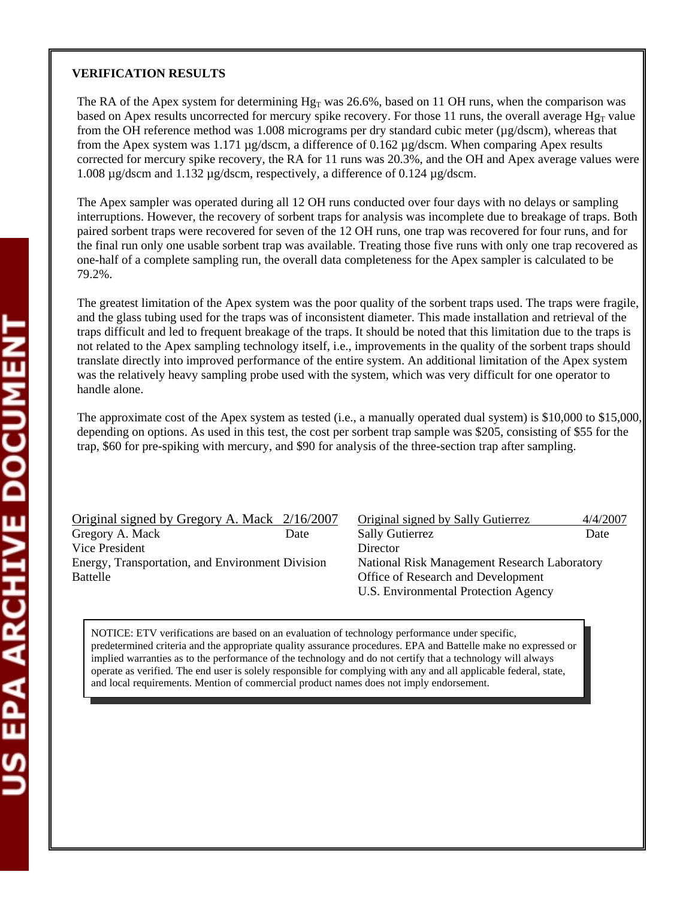**VERIFICATION RESULTS**

The RA of the Apex system for determining $Hg_T$ was 26.6%, based on 11 OH runs, when the comparison was based on Apex results uncorrected for mercury spike recovery. For those 11 runs, the overall average $Hg_T$ value from the OH reference method was 1.008 micrograms per dry standard cubic meter (µg/dscm), whereas that from the Apex system was 1.171 µg/dscm, a difference of 0.162 µg/dscm. When comparing Apex results corrected for mercury spike recovery, the RA for 11 runs was 20.3%, and the OH and Apex average values were 1.008 µg/dscm and 1.132 µg/dscm, respectively, a difference of 0.124 µg/dscm.

The Apex sampler was operated during all 12 OH runs conducted over four days with no delays or sampling interruptions. However, the recovery of sorbent traps for analysis was incomplete due to breakage of traps. Both paired sorbent traps were recovered for seven of the 12 OH runs, one trap was recovered for four runs, and for the final run only one usable sorbent trap was available. Treating those five runs with only one trap recovered as one-half of a complete sampling run, the overall data completeness for the Apex sampler is calculated to be 79.2%.

The greatest limitation of the Apex system was the poor quality of the sorbent traps used. The traps were fragile, and the glass tubing used for the traps was of inconsistent diameter. This made installation and retrieval of the traps difficult and led to frequent breakage of the traps. It should be noted that this limitation due to the traps is not related to the Apex sampling technology itself, i.e., improvements in the quality of the sorbent traps should translate directly into improved performance of the entire system. An additional limitation of the Apex system was the relatively heavy sampling probe used with the system, which was very difficult for one operator to handle alone.

The approximate cost of the Apex system as tested (i.e., a manually operated dual system) is $10,000 to $15,000, depending on options. As used in this test, the cost per sorbent trap sample was $205, consisting of $55 for the trap, $60 for pre-spiking with mercury, and $90 for analysis of the three-section trap after sampling.

Original signed by Gregory A. Mack 2/16/2007
Gregory A. Mack Date
Vice President
Energy, Transportation, and Environment Division
Battelle

Original signed by Sally Gutierrez 4/4/2007
Sally Gutierrez Date
Director
National Risk Management Research Laboratory
Office of Research and Development
U.S. Environmental Protection Agency

NOTICE: ETV verifications are based on an evaluation of technology performance under specific, predetermined criteria and the appropriate quality assurance procedures. EPA and Battelle make no expressed or implied warranties as to the performance of the technology and do not certify that a technology will always operate as verified. The end user is solely responsible for complying with any and all applicable federal, state, and local requirements. Mention of commercial product names does not imply endorsement.